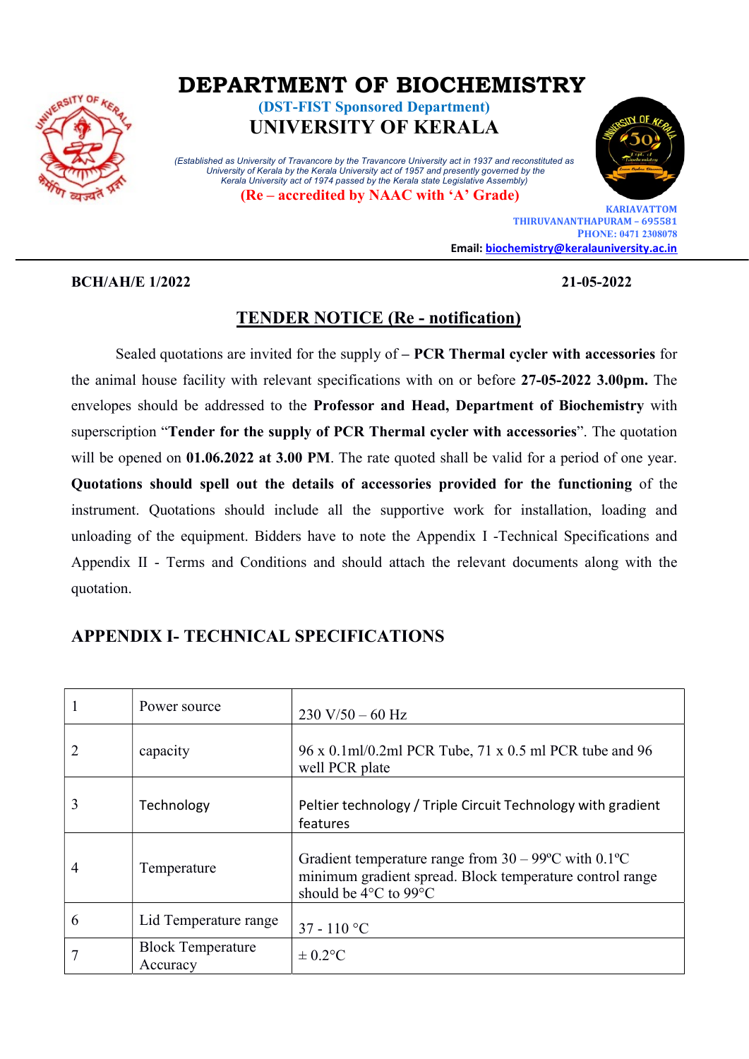# DEPARTMENT OF BIOCHEMISTRY

**(DST-FIST Sponsored Department)**

## UNIVERSITY OF KERALA

*(Established as University of Travancore by the Travancore University act in 1937 and reconstituted as University of Kerala by the Kerala University act of 1957 and presently governed by the Kerala University act of 1974 passed by the Kerala state Legislative Assembly)*

**(Re – accredited by NAAC with 'A' Grade)**

KARIAVATTOM
THIRUVANANTHAPURAM – 695581
PHONE: 0471 2308078
**Email:** biochemistry@keralauniversity.ac.in

**BCH/AH/E 1/2022** **21-05-2022**

## TENDER NOTICE (Re - notification)

Sealed quotations are invited for the supply of **– PCR Thermal cycler with accessories** for the animal house facility with relevant specifications with on or before **27-05-2022 3.00pm.** The envelopes should be addressed to the **Professor and Head, Department of Biochemistry** with superscription "**Tender for the supply of PCR Thermal cycler with accessories**". The quotation will be opened on **01.06.2022 at 3.00 PM**. The rate quoted shall be valid for a period of one year. **Quotations should spell out the details of accessories provided for the functioning** of the instrument. Quotations should include all the supportive work for installation, loading and unloading of the equipment. Bidders have to note the Appendix I -Technical Specifications and Appendix II - Terms and Conditions and should attach the relevant documents along with the quotation.

## APPENDIX I- TECHNICAL SPECIFICATIONS

| | | |
|---|---|---|
| 1 | Power source | 230 V/50 – 60 Hz |
| 2 | capacity | 96 x 0.1ml/0.2ml PCR Tube, 71 x 0.5 ml PCR tube and 96 well PCR plate |
| 3 | Technology | Peltier technology / Triple Circuit Technology with gradient features |
| 4 | Temperature | Gradient temperature range from 30 – 99ºC with 0.1ºC minimum gradient spread. Block temperature control range should be 4°C to 99°C |
| 6 | Lid Temperature range | 37 - 110 °C |
| 7 | Block Temperature Accuracy | ± 0.2°C |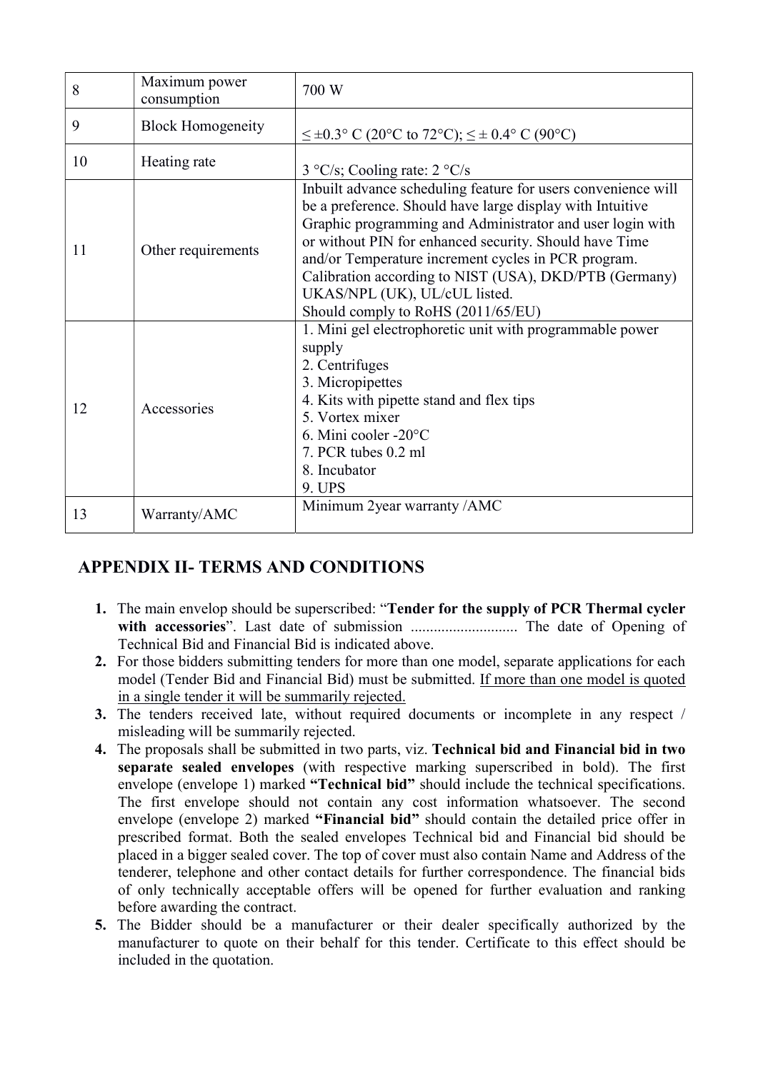| 8 | Maximum power consumption | 700 W |
|---|---|---|
| 9 | Block Homogeneity | ≤ ±0.3° C (20°C to 72°C); ≤ ± 0.4° C (90°C) |
| 10 | Heating rate | 3 °C/s; Cooling rate: 2 °C/s |
| 11 | Other requirements | Inbuilt advance scheduling feature for users convenience will be a preference. Should have large display with Intuitive Graphic programming and Administrator and user login with or without PIN for enhanced security. Should have Time and/or Temperature increment cycles in PCR program. Calibration according to NIST (USA), DKD/PTB (Germany) UKAS/NPL (UK), UL/cUL listed. Should comply to RoHS (2011/65/EU) |
| 12 | Accessories | 1. Mini gel electrophoretic unit with programmable power supply<br>2. Centrifuges<br>3. Micropipettes<br>4. Kits with pipette stand and flex tips<br>5. Vortex mixer<br>6. Mini cooler -20°C<br>7. PCR tubes 0.2 ml<br>8. Incubator<br>9. UPS |
| 13 | Warranty/AMC | Minimum 2year warranty /AMC |

## APPENDIX II- TERMS AND CONDITIONS

1. The main envelop should be superscribed: "**Tender for the supply of PCR Thermal cycler with accessories**". Last date of submission ............................ The date of Opening of Technical Bid and Financial Bid is indicated above.
2. For those bidders submitting tenders for more than one model, separate applications for each model (Tender Bid and Financial Bid) must be submitted. If more than one model is quoted in a single tender it will be summarily rejected.
3. The tenders received late, without required documents or incomplete in any respect / misleading will be summarily rejected.
4. The proposals shall be submitted in two parts, viz. **Technical bid and Financial bid in two separate sealed envelopes** (with respective marking superscribed in bold). The first envelope (envelope 1) marked **"Technical bid"** should include the technical specifications. The first envelope should not contain any cost information whatsoever. The second envelope (envelope 2) marked **"Financial bid"** should contain the detailed price offer in prescribed format. Both the sealed envelopes Technical bid and Financial bid should be placed in a bigger sealed cover. The top of cover must also contain Name and Address of the tenderer, telephone and other contact details for further correspondence. The financial bids of only technically acceptable offers will be opened for further evaluation and ranking before awarding the contract.
5. The Bidder should be a manufacturer or their dealer specifically authorized by the manufacturer to quote on their behalf for this tender. Certificate to this effect should be included in the quotation.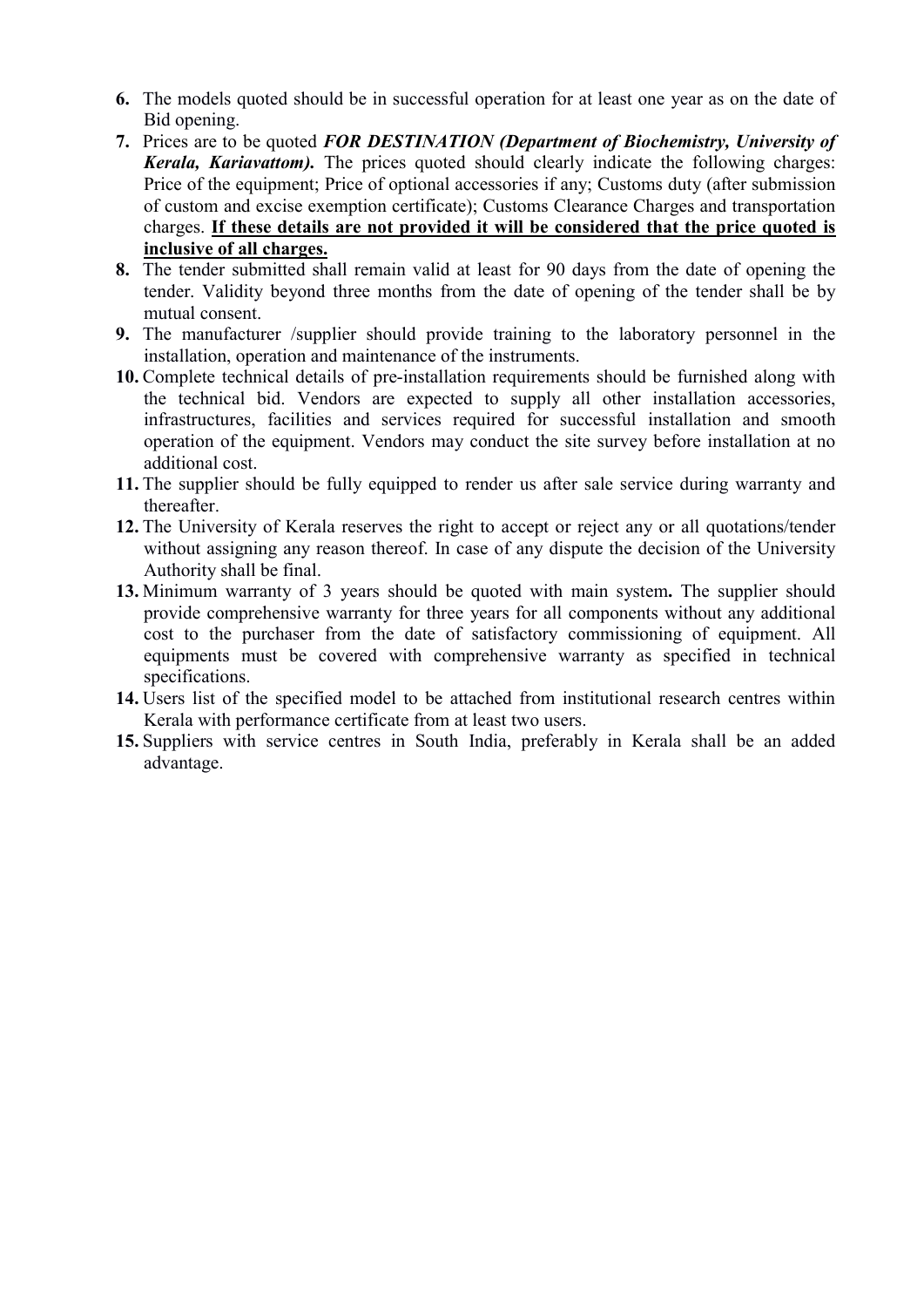6. The models quoted should be in successful operation for at least one year as on the date of Bid opening.
7. Prices are to be quoted ***FOR DESTINATION (Department of Biochemistry, University of Kerala, Kariavattom).*** The prices quoted should clearly indicate the following charges: Price of the equipment; Price of optional accessories if any; Customs duty (after submission of custom and excise exemption certificate); Customs Clearance Charges and transportation charges. <u>**If these details are not provided it will be considered that the price quoted is inclusive of all charges.**</u>
8. The tender submitted shall remain valid at least for 90 days from the date of opening the tender. Validity beyond three months from the date of opening of the tender shall be by mutual consent.
9. The manufacturer /supplier should provide training to the laboratory personnel in the installation, operation and maintenance of the instruments.
10. Complete technical details of pre-installation requirements should be furnished along with the technical bid. Vendors are expected to supply all other installation accessories, infrastructures, facilities and services required for successful installation and smooth operation of the equipment. Vendors may conduct the site survey before installation at no additional cost.
11. The supplier should be fully equipped to render us after sale service during warranty and thereafter.
12. The University of Kerala reserves the right to accept or reject any or all quotations/tender without assigning any reason thereof. In case of any dispute the decision of the University Authority shall be final.
13. Minimum warranty of 3 years should be quoted with main system**.** The supplier should provide comprehensive warranty for three years for all components without any additional cost to the purchaser from the date of satisfactory commissioning of equipment. All equipments must be covered with comprehensive warranty as specified in technical specifications.
14. Users list of the specified model to be attached from institutional research centres within Kerala with performance certificate from at least two users.
15. Suppliers with service centres in South India, preferably in Kerala shall be an added advantage.